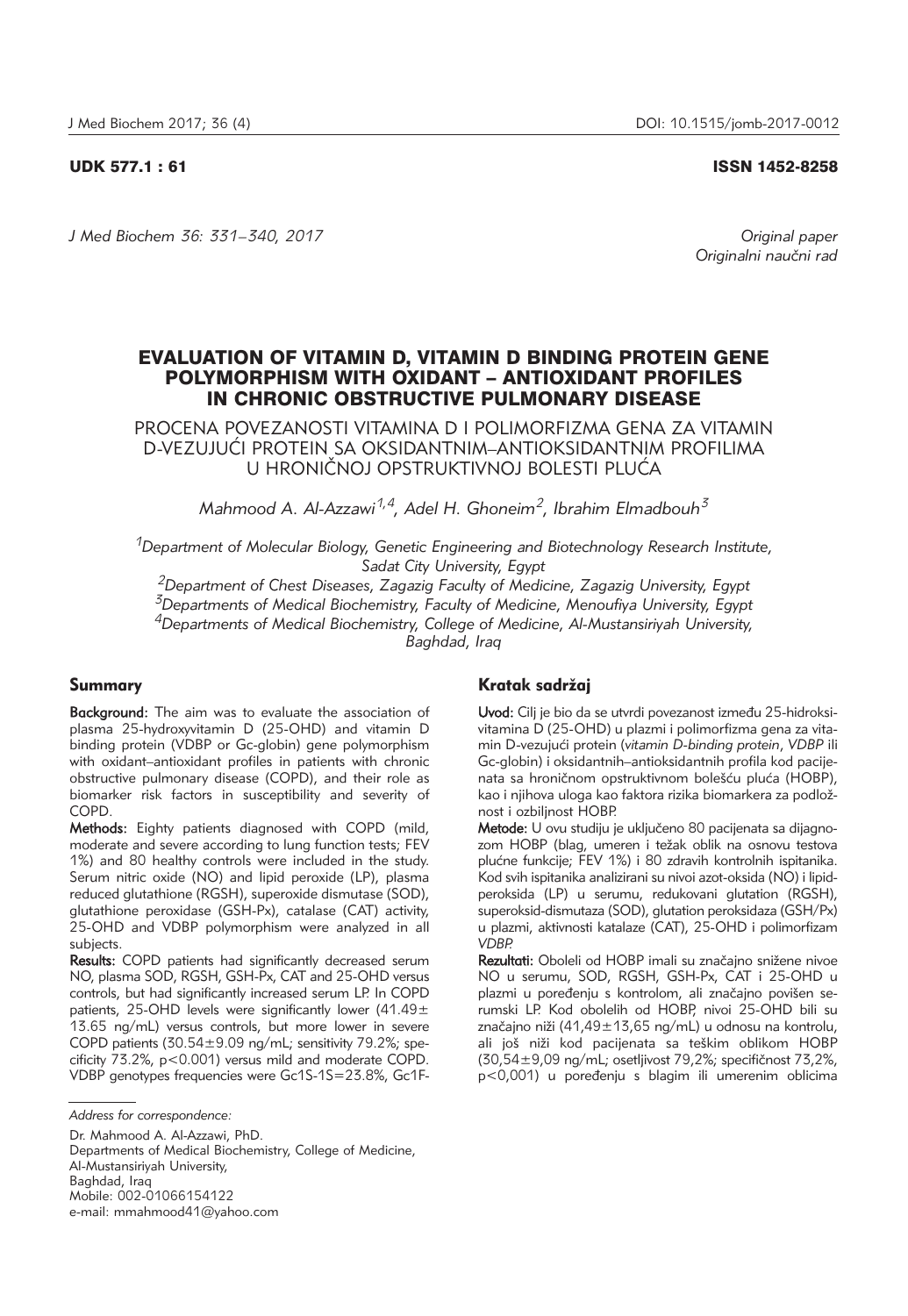UDK 577.1 : 61 ISSN 1452-8258

*Original paper*
*Originalni naučni rad*

# EVALUATION OF VITAMIN D, VITAMIN D BINDING PROTEIN GENE POLYMORPHISM WITH OXIDANT – ANTIOXIDANT PROFILES IN CHRONIC OBSTRUCTIVE PULMONARY DISEASE

## PROCENA POVEZANOSTI VITAMINA D I POLIMORFIZMA GENA ZA VITAMIN D-VEZUJUĆI PROTEIN SA OKSIDANTNIM–ANTIOKSIDANTNIM PROFILIMA U HRONIČNOJ OPSTRUKTIVNOJ BOLESTI PLUĆA

*Mahmood A. Al-Azzawi[1,4], Adel H. Ghoneim[2], Ibrahim Elmadbouh[3]*

[1]*Department of Molecular Biology, Genetic Engineering and Biotechnology Research Institute, Sadat City University, Egypt*
[2]*Department of Chest Diseases, Zagazig Faculty of Medicine, Zagazig University, Egypt*
[3]*Departments of Medical Biochemistry, Faculty of Medicine, Menoufiya University, Egypt*
[4]*Departments of Medical Biochemistry, College of Medicine, Al-Mustansiriyah University, Baghdad, Iraq*

### Summary

**Background:** The aim was to evaluate the association of plasma 25-hydroxyvitamin D (25-OHD) and vitamin D binding protein (VDBP or Gc-globin) gene polymorphism with oxidant–antioxidant profiles in patients with chronic obstructive pulmonary disease (COPD), and their role as biomarker risk factors in susceptibility and severity of COPD.

**Methods:** Eighty patients diagnosed with COPD (mild, moderate and severe according to lung function tests; FEV 1%) and 80 healthy controls were included in the study. Serum nitric oxide (NO) and lipid peroxide (LP), plasma reduced glutathione (RGSH), superoxide dismutase (SOD), glutathione peroxidase (GSH-Px), catalase (CAT) activity, 25-OHD and VDBP polymorphism were analyzed in all subjects.

**Results:** COPD patients had significantly decreased serum NO, plasma SOD, RGSH, GSH-Px, CAT and 25-OHD versus controls, but had significantly increased serum LP. In COPD patients, 25-OHD levels were significantly lower (41.49±13.65 ng/mL) versus controls, but more lower in severe COPD patients (30.54±9.09 ng/mL; sensitivity 79.2%; specificity 73.2%, p<0.001) versus mild and moderate COPD. VDBP genotypes frequencies were Gc1S-1S=23.8%, Gc1F-

### Kratak sadržaj

**Uvod:** Cilj je bio da se utvrdi povezanost između 25-hidroksivitamina D (25-OHD) u plazmi i polimorfizma gena za vitamin D-vezujući protein (*vitamin D-binding protein*, *VDBP* ili Gc-globin) i oksidantnih–antioksidantnih profila kod pacijenata sa hroničnom opstruktivnom bolešću pluća (HOBP), kao i njihova uloga kao faktora rizika biomarkera za podložnost i ozbiljnost HOBP.

**Metode:** U ovu studiju je uključeno 80 pacijenata sa dijagnozom HOBP (blag, umeren i težak oblik na osnovu testova plućne funkcije; FEV 1%) i 80 zdravih kontrolnih ispitanika. Kod svih ispitanika analizirani su nivoi azot-oksida (NO) i lipidperoksida (LP) u serumu, redukovani glutation (RGSH), superoksid-dismutaza (SOD), glutation peroksidaza (GSH/Px) u plazmi, aktivnosti katalaze (CAT), 25-OHD i polimorfizam *VDBP*.

**Rezultati:** Oboleli od HOBP imali su značajno snižene nivoe NO u serumu, SOD, RGSH, GSH-Px, CAT i 25-OHD u plazmi u poređenju s kontrolom, ali značajno povišen serumski LP. Kod obolelih od HOBP, nivoi 25-OHD bili su značajno niži (41,49±13,65 ng/mL) u odnosu na kontrolu, ali još niži kod pacijenata sa teškim oblikom HOBP (30,54±9,09 ng/mL; osetljivost 79,2%; specifičnost 73,2%, p<0,001) u poređenju s blagim ili umerenim oblicima

---

*Address for correspondence:*

Dr. Mahmood A. Al-Azzawi, PhD.
Departments of Medical Biochemistry, College of Medicine,
Al-Mustansiriyah University,
Baghdad, Iraq
Mobile: 002-01066154122
e-mail: mmahmood41@yahoo.com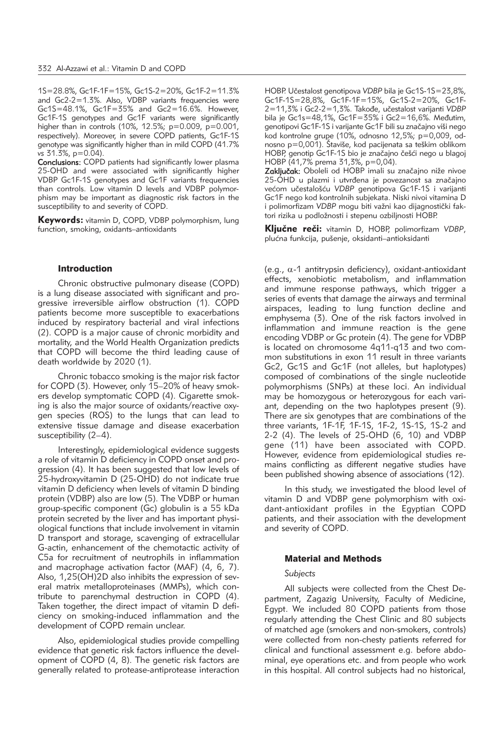1S=28.8%, Gc1F-1F=15%, Gc1S-2=20%, Gc1F-2=11.3% and Gc2-2=1.3%. Also, VDBP variants frequencies were Gc1S=48.1%, Gc1F=35% and Gc2=16.6%. However, Gc1F-1S genotypes and Gc1F variants were significantly higher than in controls (10%, 12.5%; p=0.009, p=0.001, respectively). Moreover, in severe COPD patients, Gc1F-1S genotype was significantly higher than in mild COPD (41.7% *vs* 31.3%, p=0.04).

**Conclusions:** COPD patients had significantly lower plasma 25-OHD and were associated with significantly higher VDBP Gc1F-1S genotypes and Gc1F variants frequencies than controls. Low vitamin D levels and VDBP polymorphism may be important as diagnostic risk factors in the susceptibility to and severity of COPD.

**Keywords:** vitamin D, COPD, VDBP polymorphism, lung function, smoking, oxidants–antioxidants

HOBP. Učestalost genotipova *VDBP* bila je Gc1S-1S=23,8%, Gc1F-1S=28,8%, Gc1F-1F=15%, Gc1S-2=20%, Gc1F-2=11,3% i Gc2-2=1,3%. Takođe, učestalost varijanti *VDBP* bila je Gc1s=48,1%, Gc1F=35% i Gc2=16,6%. Međutim, genotipovi Gc1F-1S i varijante Gc1F bili su značajno viši nego kod kontrolne grupe (10%, odnosno 12,5%; p=0,009, odnosno p=0,001). Štaviše, kod pacijenata sa teškim oblikom HOBP, genotip Gc1F-1S bio je značajno češći nego u blagoj HOBP (41,7% prema 31,3%, p=0,04).

**Zaključak:** Oboleli od HOBP imali su značajno niže nivoe 25-OHD u plazmi i utvrđena je povezanost sa značajno većom učestalošću *VDBP* genotipova Gc1F-1S i varijanti Gc1F nego kod kontrolnih subjekata. Niski nivoi vitamina D i polimorfizam *VDBP* mogu biti važni kao dijagnostički faktori rizika u podložnosti i stepenu ozbiljnosti HOBP.

**Ključne reči:** vitamin D, HOBP, polimorfizam *VDBP*, plućna funkcija, pušenje, oksidanti–antioksidanti

## Introduction

Chronic obstructive pulmonary disease (COPD) is a lung disease associated with significant and progressive irreversible airflow obstruction (1). COPD patients become more susceptible to exacerbations induced by respiratory bacterial and viral infections (2). COPD is a major cause of chronic morbidity and mortality, and the World Health Organization predicts that COPD will become the third leading cause of death worldwide by 2020 (1).

Chronic tobacco smoking is the major risk factor for COPD (3). However, only 15–20% of heavy smokers develop symptomatic COPD (4). Cigarette smoking is also the major source of oxidants/reactive oxygen species (ROS) to the lungs that can lead to extensive tissue damage and disease exacerbation susceptibility (2–4).

Interestingly, epidemiological evidence suggests a role of vitamin D deficiency in COPD onset and progression (4). It has been suggested that low levels of 25-hydroxyvitamin D (25-OHD) do not indicate true vitamin D deficiency when levels of vitamin D binding protein (VDBP) are also low (5). The VDBP or human group-specific component (Gc) globulin is a 55 kDa protein secreted by the liver and has important physiological functions that include involvement in vitamin D transport and storage, scavenging of extracellular G-actin, enhancement of the chemotactic activity of C5a for recruitment of neutrophils in inflammation and macrophage activation factor (MAF) (4, 6, 7). Also, 1,25(OH)2D also inhibits the expression of several matrix metalloproteinases (MMPs), which contribute to parenchymal destruction in COPD (4). Taken together, the direct impact of vitamin D deficiency on smoking-induced inflammation and the development of COPD remain unclear.

Also, epidemiological studies provide compelling evidence that genetic risk factors influence the development of COPD (4, 8). The genetic risk factors are generally related to protease-antiprotease interaction (e.g., $\alpha$-1 antitrypsin deficiency), oxidant-antioxidant effects, xenobiotic metabolism, and inflammation and immune response pathways, which trigger a series of events that damage the airways and terminal airspaces, leading to lung function decline and emphysema (3). One of the risk factors involved in inflammation and immune reaction is the gene encoding VDBP or Gc protein (4). The gene for VDBP is located on chromosome 4q11-q13 and two common substitutions in exon 11 result in three variants Gc2, Gc1S and Gc1F (not alleles, but haplotypes) composed of combinations of the single nucleotide polymorphisms (SNPs) at these loci. An individual may be homozygous or heterozygous for each variant, depending on the two haplotypes present (9). There are six genotypes that are combinations of the three variants, 1F-1F, 1F-1S, 1F-2, 1S-1S, 1S-2 and 2-2 (4). The levels of 25-OHD (6, 10) and VDBP gene (11) have been associated with COPD. However, evidence from epidemiological studies remains conflicting as different negative studies have been published showing absence of associations (12).

In this study, we investigated the blood level of vitamin D and VDBP gene polymorphism with oxidant-antioxidant profiles in the Egyptian COPD patients, and their association with the development and severity of COPD.

## Material and Methods

### *Subjects*

All subjects were collected from the Chest Department, Zagazig University, Faculty of Medicine, Egypt. We included 80 COPD patients from those regularly attending the Chest Clinic and 80 subjects of matched age (smokers and non-smokers, controls) were collected from non-chesty patients referred for clinical and functional assessment e.g. before abdominal, eye operations etc. and from people who work in this hospital. All control subjects had no historical,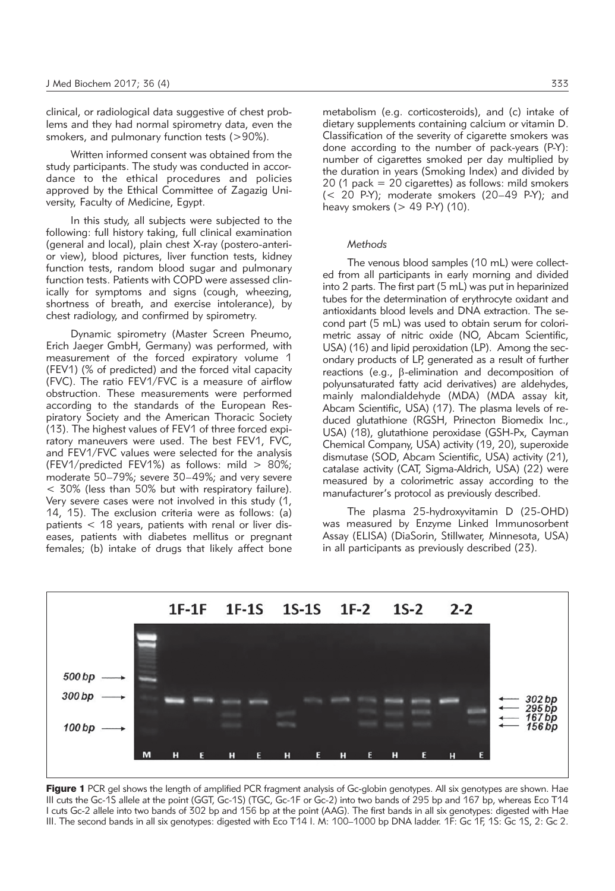clinical, or radiological data suggestive of chest problems and they had normal spirometry data, even the smokers, and pulmonary function tests (>90%).

Written informed consent was obtained from the study participants. The study was conducted in accordance to the ethical procedures and policies approved by the Ethical Committee of Zagazig University, Faculty of Medicine, Egypt.

In this study, all subjects were subjected to the following: full history taking, full clinical examination (general and local), plain chest X-ray (postero-anterior view), blood pictures, liver function tests, kidney function tests, random blood sugar and pulmonary function tests. Patients with COPD were assessed clinically for symptoms and signs (cough, wheezing, shortness of breath, and exercise intolerance), by chest radiology, and confirmed by spirometry.

Dynamic spirometry (Master Screen Pneumo, Erich Jaeger GmbH, Germany) was performed, with measurement of the forced expiratory volume 1 (FEV1) (% of predicted) and the forced vital capacity (FVC). The ratio FEV1/FVC is a measure of airflow obstruction. These measurements were performed according to the standards of the European Respiratory Society and the American Thoracic Society (13). The highest values of FEV1 of three forced expiratory maneuvers were used. The best FEV1, FVC, and FEV1/FVC values were selected for the analysis (FEV1/predicted FEV1%) as follows: mild > 80%; moderate 50–79%; severe 30–49%; and very severe < 30% (less than 50% but with respiratory failure). Very severe cases were not involved in this study (1, 14, 15). The exclusion criteria were as follows: (a) patients < 18 years, patients with renal or liver diseases, patients with diabetes mellitus or pregnant females; (b) intake of drugs that likely affect bone metabolism (e.g. corticosteroids), and (c) intake of dietary supplements containing calcium or vitamin D. Classification of the severity of cigarette smokers was done according to the number of pack-years (P-Y): number of cigarettes smoked per day multiplied by the duration in years (Smoking Index) and divided by 20 (1 pack = 20 cigarettes) as follows: mild smokers (< 20 P-Y); moderate smokers (20–49 P-Y); and heavy smokers (> 49 P-Y) (10).

### *Methods*

The venous blood samples (10 mL) were collected from all participants in early morning and divided into 2 parts. The first part (5 mL) was put in heparinized tubes for the determination of erythrocyte oxidant and antioxidants blood levels and DNA extraction. The second part (5 mL) was used to obtain serum for colorimetric assay of nitric oxide (NO, Abcam Scientific, USA) (16) and lipid peroxidation (LP). Among the secondary products of LP, generated as a result of further reactions (e.g., β-elimination and decomposition of polyunsaturated fatty acid derivatives) are aldehydes, mainly malondialdehyde (MDA) (MDA assay kit, Abcam Scientific, USA) (17). The plasma levels of reduced glutathione (RGSH, Prinecton Biomedix Inc., USA) (18), glutathione peroxidase (GSH-Px, Cayman Chemical Company, USA) activity (19, 20), superoxide dismutase (SOD, Abcam Scientific, USA) activity (21), catalase activity (CAT, Sigma-Aldrich, USA) (22) were measured by a colorimetric assay according to the manufacturer's protocol as previously described.

The plasma 25-hydroxyvitamin D (25-OHD) was measured by Enzyme Linked Immunosorbent Assay (ELISA) (DiaSorin, Stillwater, Minnesota, USA) in all participants as previously described (23).

**Figure 1** PCR gel shows the length of amplified PCR fragment analysis of Gc-globin genotypes. All six genotypes are shown. Hae III cuts the Gc-1S allele at the point (GGT, Gc-1S) (TGC, Gc-1F or Gc-2) into two bands of 295 bp and 167 bp, whereas Eco T14 I cuts Gc-2 allele into two bands of 302 bp and 156 bp at the point (AAG). The first bands in all six genotypes: digested with Hae III. The second bands in all six genotypes: digested with Eco T14 I. M: 100–1000 bp DNA ladder. 1F: Gc 1F, 1S: Gc 1S, 2: Gc 2.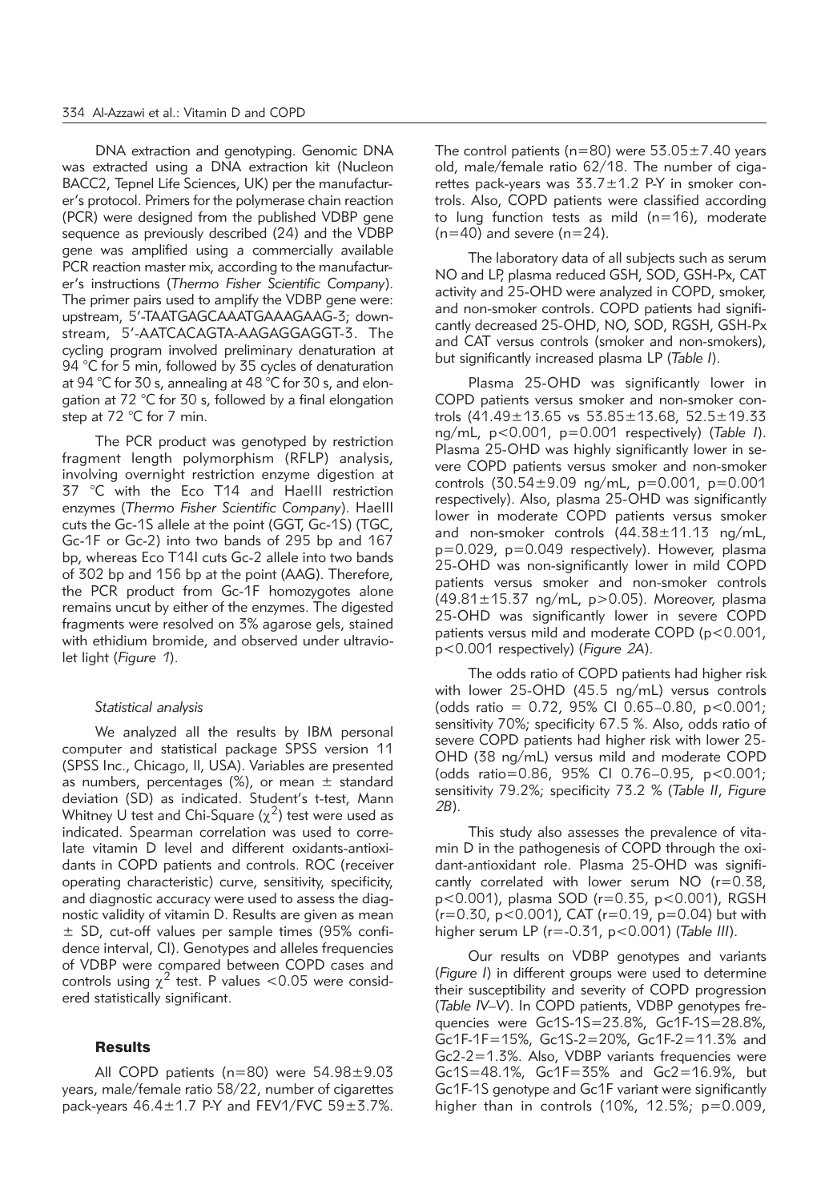DNA extraction and genotyping. Genomic DNA was extracted using a DNA extraction kit (Nucleon BACC2, Tepnel Life Sciences, UK) per the manufacturer's protocol. Primers for the polymerase chain reaction (PCR) were designed from the published VDBP gene sequence as previously described (24) and the VDBP gene was amplified using a commercially available PCR reaction master mix, according to the manufacturer's instructions (*Thermo Fisher Scientific Company*). The primer pairs used to amplify the VDBP gene were: upstream, 5'-TAATGAGCAAATGAAAGAAG-3; downstream, 5'-AATCACAGTA-AAGAGGAGGT-3. The cycling program involved preliminary denaturation at 94 °C for 5 min, followed by 35 cycles of denaturation at 94 °C for 30 s, annealing at 48 °C for 30 s, and elongation at 72 °C for 30 s, followed by a final elongation step at 72 °C for 7 min.

The PCR product was genotyped by restriction fragment length polymorphism (RFLP) analysis, involving overnight restriction enzyme digestion at 37 °C with the Eco T14 and HaeIII restriction enzymes (*Thermo Fisher Scientific Company*). HaeIII cuts the Gc-1S allele at the point (GGT, Gc-1S) (TGC, Gc-1F or Gc-2) into two bands of 295 bp and 167 bp, whereas Eco T14I cuts Gc-2 allele into two bands of 302 bp and 156 bp at the point (AAG). Therefore, the PCR product from Gc-1F homozygotes alone remains uncut by either of the enzymes. The digested fragments were resolved on 3% agarose gels, stained with ethidium bromide, and observed under ultraviolet light (*Figure 1*).

*Statistical analysis*

We analyzed all the results by IBM personal computer and statistical package SPSS version 11 (SPSS Inc., Chicago, Il, USA). Variables are presented as numbers, percentages (%), or mean ± standard deviation (SD) as indicated. Student's t-test, Mann Whitney U test and Chi-Square ($\chi^2$) test were used as indicated. Spearman correlation was used to correlate vitamin D level and different oxidants-antioxidants in COPD patients and controls. ROC (receiver operating characteristic) curve, sensitivity, specificity, and diagnostic accuracy were used to assess the diagnostic validity of vitamin D. Results are given as mean ± SD, cut-off values per sample times (95% confidence interval, CI). Genotypes and alleles frequencies of VDBP were compared between COPD cases and controls using $\chi^2$ test. P values <0.05 were considered statistically significant.

## Results

All COPD patients (n=80) were 54.98±9.03 years, male/female ratio 58/22, number of cigarettes pack-years 46.4±1.7 P-Y and FEV1/FVC 59±3.7%. The control patients (n=80) were 53.05±7.40 years old, male/female ratio 62/18. The number of cigarettes pack-years was 33.7±1.2 P-Y in smoker controls. Also, COPD patients were classified according to lung function tests as mild (n=16), moderate (n=40) and severe (n=24).

The laboratory data of all subjects such as serum NO and LP, plasma reduced GSH, SOD, GSH-Px, CAT activity and 25-OHD were analyzed in COPD, smoker, and non-smoker controls. COPD patients had significantly decreased 25-OHD, NO, SOD, RGSH, GSH-Px and CAT versus controls (smoker and non-smokers), but significantly increased plasma LP (*Table I*).

Plasma 25-OHD was significantly lower in COPD patients versus smoker and non-smoker controls (41.49±13.65 vs 53.85±13.68, 52.5±19.33 ng/mL, p<0.001, p=0.001 respectively) (*Table I*). Plasma 25-OHD was highly significantly lower in severe COPD patients versus smoker and non-smoker controls (30.54±9.09 ng/mL, p=0.001, p=0.001 respectively). Also, plasma 25-OHD was significantly lower in moderate COPD patients versus smoker and non-smoker controls (44.38±11.13 ng/mL, p=0.029, p=0.049 respectively). However, plasma 25-OHD was non-significantly lower in mild COPD patients versus smoker and non-smoker controls (49.81±15.37 ng/mL, p>0.05). Moreover, plasma 25-OHD was significantly lower in severe COPD patients versus mild and moderate COPD (p<0.001, p<0.001 respectively) (*Figure 2A*).

The odds ratio of COPD patients had higher risk with lower 25-OHD (45.5 ng/mL) versus controls (odds ratio = 0.72, 95% CI 0.65–0.80, p<0.001; sensitivity 70%; specificity 67.5 %. Also, odds ratio of severe COPD patients had higher risk with lower 25-OHD (38 ng/mL) versus mild and moderate COPD (odds ratio=0.86, 95% CI 0.76–0.95, p<0.001; sensitivity 79.2%; specificity 73.2 % (*Table II*, *Figure 2B*).

This study also assesses the prevalence of vitamin D in the pathogenesis of COPD through the oxidant-antioxidant role. Plasma 25-OHD was significantly correlated with lower serum NO (r=0.38, p<0.001), plasma SOD (r=0.35, p<0.001), RGSH (r=0.30, p<0.001), CAT (r=0.19, p=0.04) but with higher serum LP (r=-0.31, p<0.001) (*Table III*).

Our results on VDBP genotypes and variants (*Figure I*) in different groups were used to determine their susceptibility and severity of COPD progression (*Table IV–V*). In COPD patients, VDBP genotypes frequencies were Gc1S-1S=23.8%, Gc1F-1S=28.8%, Gc1F-1F=15%, Gc1S-2=20%, Gc1F-2=11.3% and Gc2-2=1.3%. Also, VDBP variants frequencies were Gc1S=48.1%, Gc1F=35% and Gc2=16.9%, but Gc1F-1S genotype and Gc1F variant were significantly higher than in controls (10%, 12.5%; p=0.009,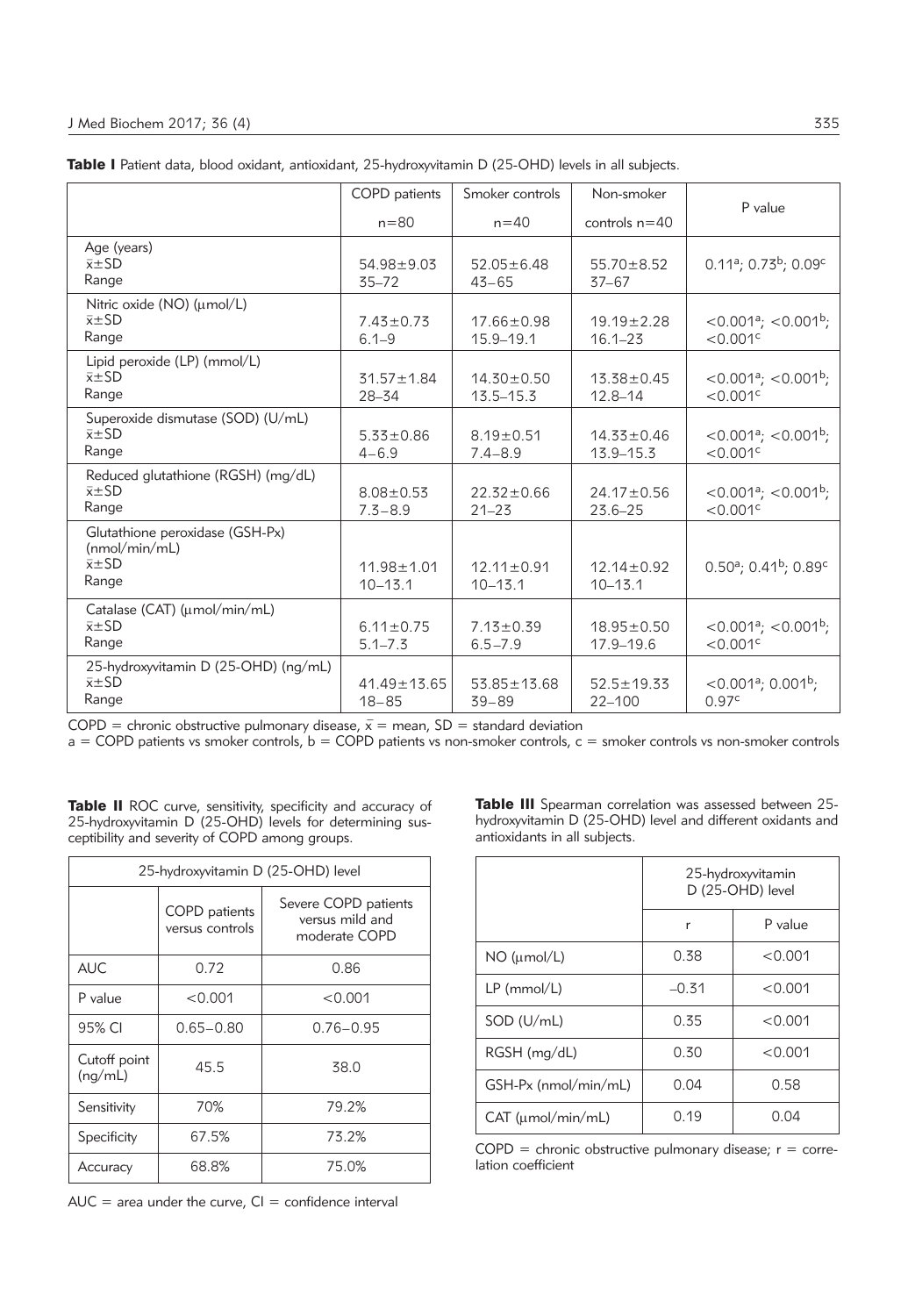**Table I** Patient data, blood oxidant, antioxidant, 25-hydroxyvitamin D (25-OHD) levels in all subjects.

| | COPD patients n=80 | Smoker controls n=40 | Non-smoker controls n=40 | P value |
|---|---|---|---|---|
| Age (years) $\bar{x}\pm$SD Range | 54.98±9.03 35–72 | 52.05±6.48 43–65 | 55.70±8.52 37–67 | 0.11[a]; 0.73[b]; 0.09[c] |
| Nitric oxide (NO) (μmol/L) $\bar{x}\pm$SD Range | 7.43±0.73 6.1–9 | 17.66±0.98 15.9–19.1 | 19.19±2.28 16.1–23 | <0.001[a]; <0.001[b]; <0.001[c] |
| Lipid peroxide (LP) (mmol/L) $\bar{x}\pm$SD Range | 31.57±1.84 28–34 | 14.30±0.50 13.5–15.3 | 13.38±0.45 12.8–14 | <0.001[a]; <0.001[b]; <0.001[c] |
| Superoxide dismutase (SOD) (U/mL) $\bar{x}\pm$SD Range | 5.33±0.86 4–6.9 | 8.19±0.51 7.4–8.9 | 14.33±0.46 13.9–15.3 | <0.001[a]; <0.001[b]; <0.001[c] |
| Reduced glutathione (RGSH) (mg/dL) $\bar{x}\pm$SD Range | 8.08±0.53 7.3–8.9 | 22.32±0.66 21–23 | 24.17±0.56 23.6–25 | <0.001[a]; <0.001[b]; <0.001[c] |
| Glutathione peroxidase (GSH-Px) (nmol/min/mL) $\bar{x}\pm$SD Range | 11.98±1.01 10–13.1 | 12.11±0.91 10–13.1 | 12.14±0.92 10–13.1 | 0.50[a]; 0.41[b]; 0.89[c] |
| Catalase (CAT) (μmol/min/mL) $\bar{x}\pm$SD Range | 6.11±0.75 5.1–7.3 | 7.13±0.39 6.5–7.9 | 18.95±0.50 17.9–19.6 | <0.001[a]; <0.001[b]; <0.001[c] |
| 25-hydroxyvitamin D (25-OHD) (ng/mL) $\bar{x}\pm$SD Range | 41.49±13.65 18–85 | 53.85±13.68 39–89 | 52.5±19.33 22–100 | <0.001[a]; 0.001[b]; 0.97[c] |

COPD = chronic obstructive pulmonary disease, $\bar{x}$ = mean, SD = standard deviation
a = COPD patients vs smoker controls, b = COPD patients vs non-smoker controls, c = smoker controls vs non-smoker controls

**Table II** ROC curve, sensitivity, specificity and accuracy of 25-hydroxyvitamin D (25-OHD) levels for determining susceptibility and severity of COPD among groups.

| 25-hydroxyvitamin D (25-OHD) level | | |
|---|---|---|
| | COPD patients versus controls | Severe COPD patients versus mild and moderate COPD |
| AUC | 0.72 | 0.86 |
| P value | <0.001 | <0.001 |
| 95% CI | 0.65–0.80 | 0.76–0.95 |
| Cutoff point (ng/mL) | 45.5 | 38.0 |
| Sensitivity | 70% | 79.2% |
| Specificity | 67.5% | 73.2% |
| Accuracy | 68.8% | 75.0% |

AUC = area under the curve, CI = confidence interval

**Table III** Spearman correlation was assessed between 25-hydroxyvitamin D (25-OHD) level and different oxidants and antioxidants in all subjects.

| | 25-hydroxyvitamin D (25-OHD) level | |
|---|---|---|
| | r | P value |
| NO (μmol/L) | 0.38 | <0.001 |
| LP (mmol/L) | –0.31 | <0.001 |
| SOD (U/mL) | 0.35 | <0.001 |
| RGSH (mg/dL) | 0.30 | <0.001 |
| GSH-Px (nmol/min/mL) | 0.04 | 0.58 |
| CAT (μmol/min/mL) | 0.19 | 0.04 |

COPD = chronic obstructive pulmonary disease; r = correlation coefficient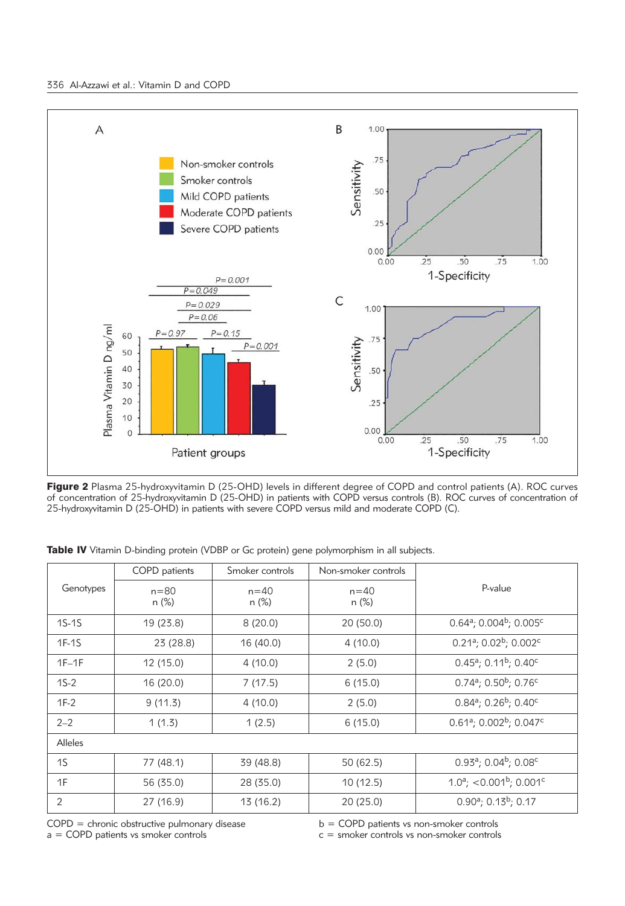**Figure 2** Plasma 25-hydroxyvitamin D (25-OHD) levels in different degree of COPD and control patients (A). ROC curves of concentration of 25-hydroxyvitamin D (25-OHD) in patients with COPD versus controls (B). ROC curves of concentration of 25-hydroxyvitamin D (25-OHD) in patients with severe COPD versus mild and moderate COPD (C).

**Table IV** Vitamin D-binding protein (VDBP or Gc protein) gene polymorphism in all subjects.

| Genotypes | COPD patients n=80 n (%) | Smoker controls n=40 n (%) | Non-smoker controls n=40 n (%) | P-value |
|---|---|---|---|---|
| 1S-1S | 19 (23.8) | 8 (20.0) | 20 (50.0) | 0.64[a]; 0.004[b]; 0.005[c] |
| 1F-1S | 23 (28.8) | 16 (40.0) | 4 (10.0) | 0.21[a]; 0.02[b]; 0.002[c] |
| 1F–1F | 12 (15.0) | 4 (10.0) | 2 (5.0) | 0.45[a]; 0.11[b]; 0.40[c] |
| 1S-2 | 16 (20.0) | 7 (17.5) | 6 (15.0) | 0.74[a]; 0.50[b]; 0.76[c] |
| 1F-2 | 9 (11.3) | 4 (10.0) | 2 (5.0) | 0.84[a]; 0.26[b]; 0.40[c] |
| 2–2 | 1 (1.3) | 1 (2.5) | 6 (15.0) | 0.61[a]; 0.002[b]; 0.047[c] |
| Alleles | | | | |
| 1S | 77 (48.1) | 39 (48.8) | 50 (62.5) | 0.93[a]; 0.04[b]; 0.08[c] |
| 1F | 56 (35.0) | 28 (35.0) | 10 (12.5) | 1.0[a]; <0.001[b]; 0.001[c] |
| 2 | 27 (16.9) | 13 (16.2) | 20 (25.0) | 0.90[a]; 0.13[b]; 0.17 |

COPD = chronic obstructive pulmonary disease
a = COPD patients vs smoker controls
b = COPD patients vs non-smoker controls
c = smoker controls vs non-smoker controls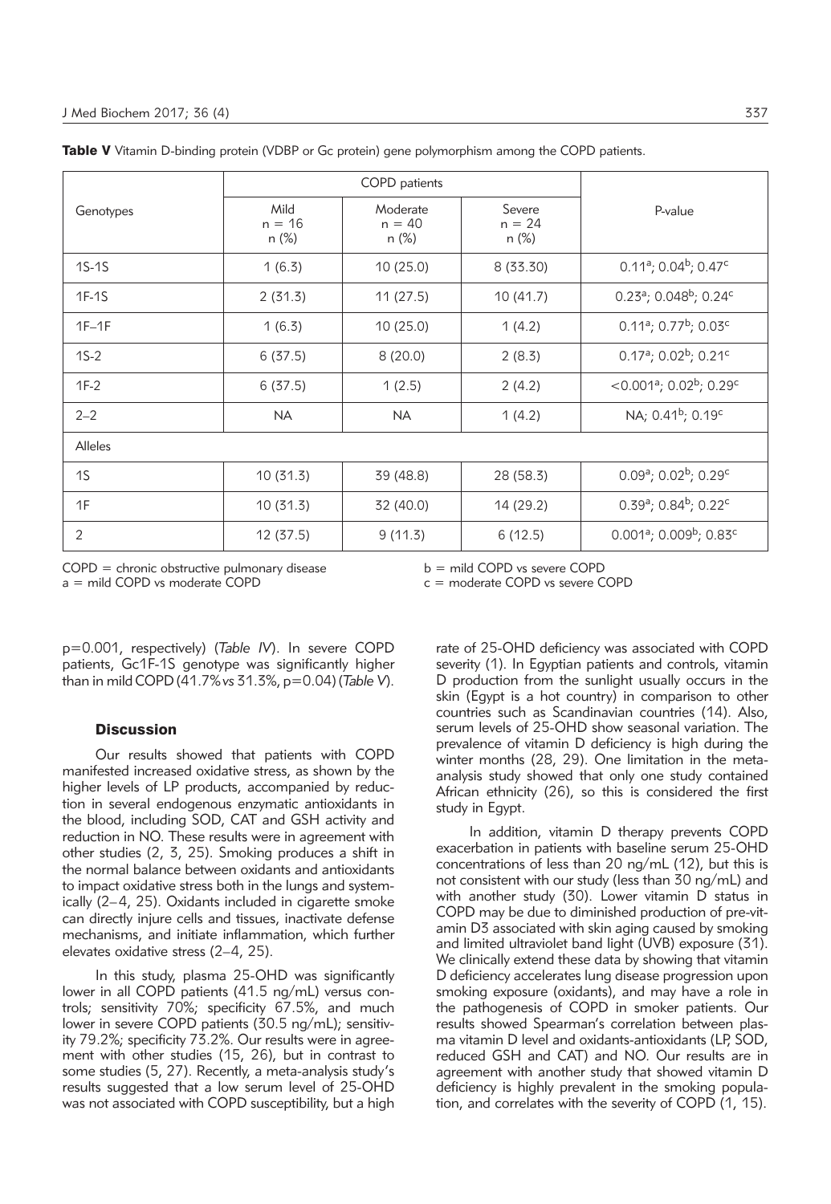**Table V** Vitamin D-binding protein (VDBP or Gc protein) gene polymorphism among the COPD patients.

| Genotypes | COPD patients | | | P-value |
|---|---|---|---|---|
| | Mild n = 16 n (%) | Moderate n = 40 n (%) | Severe n = 24 n (%) | |
| 1S-1S | 1 (6.3) | 10 (25.0) | 8 (33.30) | 0.11[a]; 0.04[b]; 0.47[c] |
| 1F-1S | 2 (31.3) | 11 (27.5) | 10 (41.7) | 0.23[a]; 0.048[b]; 0.24[c] |
| 1F–1F | 1 (6.3) | 10 (25.0) | 1 (4.2) | 0.11[a]; 0.77[b]; 0.03[c] |
| 1S-2 | 6 (37.5) | 8 (20.0) | 2 (8.3) | 0.17[a]; 0.02[b]; 0.21[c] |
| 1F-2 | 6 (37.5) | 1 (2.5) | 2 (4.2) | <0.001[a]; 0.02[b]; 0.29[c] |
| 2–2 | NA | NA | 1 (4.2) | NA; 0.41[b]; 0.19[c] |
| Alleles | | | | |
| 1S | 10 (31.3) | 39 (48.8) | 28 (58.3) | 0.09[a]; 0.02[b]; 0.29[c] |
| 1F | 10 (31.3) | 32 (40.0) | 14 (29.2) | 0.39[a]; 0.84[b]; 0.22[c] |
| 2 | 12 (37.5) | 9 (11.3) | 6 (12.5) | 0.001[a]; 0.009[b]; 0.83[c] |

COPD = chronic obstructive pulmonary disease
a = mild COPD vs moderate COPD
b = mild COPD vs severe COPD
c = moderate COPD vs severe COPD

p=0.001, respectively) (*Table IV*). In severe COPD patients, Gc1F-1S genotype was significantly higher than in mild COPD (41.7% *vs* 31.3%, p=0.04) (*Table V*).

## Discussion

Our results showed that patients with COPD manifested increased oxidative stress, as shown by the higher levels of LP products, accompanied by reduction in several endogenous enzymatic antioxidants in the blood, including SOD, CAT and GSH activity and reduction in NO. These results were in agreement with other studies (2, 3, 25). Smoking produces a shift in the normal balance between oxidants and antioxidants to impact oxidative stress both in the lungs and systemically (2–4, 25). Oxidants included in cigarette smoke can directly injure cells and tissues, inactivate defense mechanisms, and initiate inflammation, which further elevates oxidative stress (2–4, 25).

In this study, plasma 25-OHD was significantly lower in all COPD patients (41.5 ng/mL) versus controls; sensitivity 70%; specificity 67.5%, and much lower in severe COPD patients (30.5 ng/mL); sensitivity 79.2%; specificity 73.2%. Our results were in agreement with other studies (15, 26), but in contrast to some studies (5, 27). Recently, a meta-analysis study's results suggested that a low serum level of 25-OHD was not associated with COPD susceptibility, but a high rate of 25-OHD deficiency was associated with COPD severity (1). In Egyptian patients and controls, vitamin D production from the sunlight usually occurs in the skin (Egypt is a hot country) in comparison to other countries such as Scandinavian countries (14). Also, serum levels of 25-OHD show seasonal variation. The prevalence of vitamin D deficiency is high during the winter months (28, 29). One limitation in the meta-analysis study showed that only one study contained African ethnicity (26), so this is considered the first study in Egypt.

In addition, vitamin D therapy prevents COPD exacerbation in patients with baseline serum 25-OHD concentrations of less than 20 ng/mL (12), but this is not consistent with our study (less than 30 ng/mL) and with another study (30). Lower vitamin D status in COPD may be due to diminished production of pre-vitamin D3 associated with skin aging caused by smoking and limited ultraviolet band light (UVB) exposure (31). We clinically extend these data by showing that vitamin D deficiency accelerates lung disease progression upon smoking exposure (oxidants), and may have a role in the pathogenesis of COPD in smoker patients. Our results showed Spearman's correlation between plasma vitamin D level and oxidants-antioxidants (LP, SOD, reduced GSH and CAT) and NO. Our results are in agreement with another study that showed vitamin D deficiency is highly prevalent in the smoking population, and correlates with the severity of COPD (1, 15).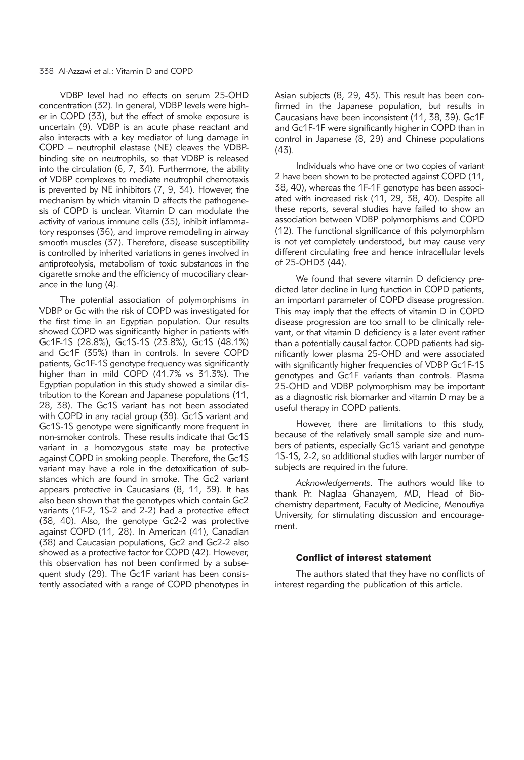VDBP level had no effects on serum 25-OHD concentration (32). In general, VDBP levels were higher in COPD (33), but the effect of smoke exposure is uncertain (9). VDBP is an acute phase reactant and also interacts with a key mediator of lung damage in COPD – neutrophil elastase (NE) cleaves the VDBP-binding site on neutrophils, so that VDBP is released into the circulation (6, 7, 34). Furthermore, the ability of VDBP complexes to mediate neutrophil chemotaxis is prevented by NE inhibitors (7, 9, 34). However, the mechanism by which vitamin D affects the pathogenesis of COPD is unclear. Vitamin D can modulate the activity of various immune cells (35), inhibit inflammatory responses (36), and improve remodeling in airway smooth muscles (37). Therefore, disease susceptibility is controlled by inherited variations in genes involved in antiproteolysis, metabolism of toxic substances in the cigarette smoke and the efficiency of mucociliary clearance in the lung (4).

The potential association of polymorphisms in VDBP or Gc with the risk of COPD was investigated for the first time in an Egyptian population. Our results showed COPD was significantly higher in patients with Gc1F-1S (28.8%), Gc1S-1S (23.8%), Gc1S (48.1%) and Gc1F (35%) than in controls. In severe COPD patients, Gc1F-1S genotype frequency was significantly higher than in mild COPD (41.7% vs 31.3%). The Egyptian population in this study showed a similar distribution to the Korean and Japanese populations (11, 28, 38). The Gc1S variant has not been associated with COPD in any racial group (39). Gc1S variant and Gc1S-1S genotype were significantly more frequent in non-smoker controls. These results indicate that Gc1S variant in a homozygous state may be protective against COPD in smoking people. Therefore, the Gc1S variant may have a role in the detoxification of substances which are found in smoke. The Gc2 variant appears protective in Caucasians (8, 11, 39). It has also been shown that the genotypes which contain Gc2 variants (1F-2, 1S-2 and 2-2) had a protective effect (38, 40). Also, the genotype Gc2-2 was protective against COPD (11, 28). In American (41), Canadian (38) and Caucasian populations, Gc2 and Gc2-2 also showed as a protective factor for COPD (42). However, this observation has not been confirmed by a subsequent study (29). The Gc1F variant has been consistently associated with a range of COPD phenotypes in Asian subjects (8, 29, 43). This result has been confirmed in the Japanese population, but results in Caucasians have been inconsistent (11, 38, 39). Gc1F and Gc1F-1F were significantly higher in COPD than in control in Japanese (8, 29) and Chinese populations (43).

Individuals who have one or two copies of variant 2 have been shown to be protected against COPD (11, 38, 40), whereas the 1F-1F genotype has been associated with increased risk (11, 29, 38, 40). Despite all these reports, several studies have failed to show an association between VDBP polymorphisms and COPD (12). The functional significance of this polymorphism is not yet completely understood, but may cause very different circulating free and hence intracellular levels of 25-OHD3 (44).

We found that severe vitamin D deficiency predicted later decline in lung function in COPD patients, an important parameter of COPD disease progression. This may imply that the effects of vitamin D in COPD disease progression are too small to be clinically relevant, or that vitamin D deficiency is a later event rather than a potentially causal factor. COPD patients had significantly lower plasma 25-OHD and were associated with significantly higher frequencies of VDBP Gc1F-1S genotypes and Gc1F variants than controls. Plasma 25-OHD and VDBP polymorphism may be important as a diagnostic risk biomarker and vitamin D may be a useful therapy in COPD patients.

However, there are limitations to this study, because of the relatively small sample size and numbers of patients, especially Gc1S variant and genotype 1S-1S, 2-2, so additional studies with larger number of subjects are required in the future.

*Acknowledgements*. The authors would like to thank Pr. Naglaa Ghanayem, MD, Head of Biochemistry department, Faculty of Medicine, Menoufiya University, for stimulating discussion and encouragement.

### Conflict of interest statement

The authors stated that they have no conflicts of interest regarding the publication of this article.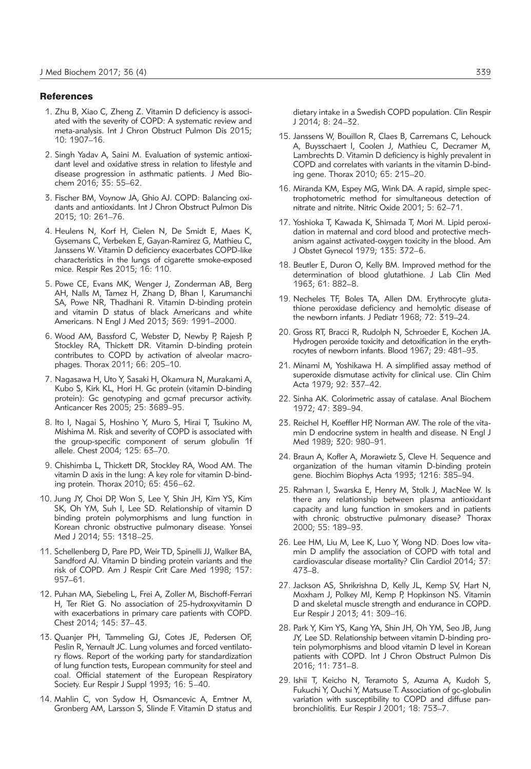## References

1. Zhu B, Xiao C, Zheng Z. Vitamin D deficiency is associated with the severity of COPD: A systematic review and meta-analysis. Int J Chron Obstruct Pulmon Dis 2015; 10: 1907–16.
2. Singh Yadav A, Saini M. Evaluation of systemic antioxidant level and oxidative stress in relation to lifestyle and disease progression in asthmatic patients. J Med Biochem 2016; 35: 55–62.
3. Fischer BM, Voynow JA, Ghio AJ. COPD: Balancing oxidants and antioxidants. Int J Chron Obstruct Pulmon Dis 2015; 10: 261–76.
4. Heulens N, Korf H, Cielen N, De Smidt E, Maes K, Gysemans C, Verbeken E, Gayan-Ramirez G, Mathieu C, Janssens W. Vitamin D deficiency exacerbates COPD-like characteristics in the lungs of cigarette smoke-exposed mice. Respir Res 2015; 16: 110.
5. Powe CE, Evans MK, Wenger J, Zonderman AB, Berg AH, Nalls M, Tamez H, Zhang D, Bhan I, Karumanchi SA, Powe NR, Thadhani R. Vitamin D-binding protein and vitamin D status of black Americans and white Americans. N Engl J Med 2013; 369: 1991–2000.
6. Wood AM, Bassford C, Webster D, Newby P, Rajesh P, Stockley RA, Thickett DR. Vitamin D-binding protein contributes to COPD by activation of alveolar macrophages. Thorax 2011; 66: 205–10.
7. Nagasawa H, Uto Y, Sasaki H, Okamura N, Murakami A, Kubo S, Kirk KL, Hori H. Gc protein (vitamin D-binding protein): Gc genotyping and gcmaf precursor activity. Anticancer Res 2005; 25: 3689–95.
8. Ito I, Nagai S, Hoshino Y, Muro S, Hirai T, Tsukino M, Mishima M. Risk and severity of COPD is associated with the group-specific component of serum globulin 1f allele. Chest 2004; 125: 63–70.
9. Chishimba L, Thickett DR, Stockley RA, Wood AM. The vitamin D axis in the lung: A key role for vitamin D-binding protein. Thorax 2010; 65: 456–62.
10. Jung JY, Choi DP, Won S, Lee Y, Shin JH, Kim YS, Kim SK, Oh YM, Suh I, Lee SD. Relationship of vitamin D binding protein polymorphisms and lung function in Korean chronic obstructive pulmonary disease. Yonsei Med J 2014; 55: 1318–25.
11. Schellenberg D, Pare PD, Weir TD, Spinelli JJ, Walker BA, Sandford AJ. Vitamin D binding protein variants and the risk of COPD. Am J Respir Crit Care Med 1998; 157: 957–61.
12. Puhan MA, Siebeling L, Frei A, Zoller M, Bischoff-Ferrari H, Ter Riet G. No association of 25-hydroxyvitamin D with exacerbations in primary care patients with COPD. Chest 2014; 145: 37–43.
13. Quanjer PH, Tammeling GJ, Cotes JE, Pedersen OF, Peslin R, Yernault JC. Lung volumes and forced ventilatory flows. Report of the working party for standardization of lung function tests, European community for steel and coal. Official statement of the European Respiratory Society. Eur Respir J Suppl 1993; 16: 5–40.
14. Mahlin C, von Sydow H, Osmancevic A, Emtner M, Gronberg AM, Larsson S, Slinde F. Vitamin D status and dietary intake in a Swedish COPD population. Clin Respir J 2014; 8: 24–32.
15. Janssens W, Bouillon R, Claes B, Carremans C, Lehouck A, Buysschaert I, Coolen J, Mathieu C, Decramer M, Lambrechts D. Vitamin D deficiency is highly prevalent in COPD and correlates with variants in the vitamin D-binding gene. Thorax 2010; 65: 215–20.
16. Miranda KM, Espey MG, Wink DA. A rapid, simple spectrophotometric method for simultaneous detection of nitrate and nitrite. Nitric Oxide 2001; 5: 62–71.
17. Yoshioka T, Kawada K, Shimada T, Mori M. Lipid peroxidation in maternal and cord blood and protective mechanism against activated-oxygen toxicity in the blood. Am J Obstet Gynecol 1979; 135: 372–6.
18. Beutler E, Duron O, Kelly BM. Improved method for the determination of blood glutathione. J Lab Clin Med 1963; 61: 882–8.
19. Necheles TF, Boles TA, Allen DM. Erythrocyte glutathione peroxidase deficiency and hemolytic disease of the newborn infants. J Pediatr 1968; 72: 319–24.
20. Gross RT, Bracci R, Rudolph N, Schroeder E, Kochen JA. Hydrogen peroxide toxicity and detoxification in the erythrocytes of newborn infants. Blood 1967; 29: 481–93.
21. Minami M, Yoshikawa H. A simplified assay method of superoxide dismutase activity for clinical use. Clin Chim Acta 1979; 92: 337–42.
22. Sinha AK. Colorimetric assay of catalase. Anal Biochem 1972; 47: 389–94.
23. Reichel H, Koeffler HP, Norman AW. The role of the vitamin D endocrine system in health and disease. N Engl J Med 1989; 320: 980–91.
24. Braun A, Kofler A, Morawietz S, Cleve H. Sequence and organization of the human vitamin D-binding protein gene. Biochim Biophys Acta 1993; 1216: 385–94.
25. Rahman I, Swarska E, Henry M, Stolk J, MacNee W. Is there any relationship between plasma antioxidant capacity and lung function in smokers and in patients with chronic obstructive pulmonary disease? Thorax 2000; 55: 189–93.
26. Lee HM, Liu M, Lee K, Luo Y, Wong ND. Does low vitamin D amplify the association of COPD with total and cardiovascular disease mortality? Clin Cardiol 2014; 37: 473–8.
27. Jackson AS, Shrikrishna D, Kelly JL, Kemp SV, Hart N, Moxham J, Polkey MI, Kemp P, Hopkinson NS. Vitamin D and skeletal muscle strength and endurance in COPD. Eur Respir J 2013; 41: 309–16.
28. Park Y, Kim YS, Kang YA, Shin JH, Oh YM, Seo JB, Jung JY, Lee SD. Relationship between vitamin D-binding protein polymorphisms and blood vitamin D level in Korean patients with COPD. Int J Chron Obstruct Pulmon Dis 2016; 11: 731–8.
29. Ishii T, Keicho N, Teramoto S, Azuma A, Kudoh S, Fukuchi Y, Ouchi Y, Matsuse T. Association of gc-globulin variation with susceptibility to COPD and diffuse panbronchiolitis. Eur Respir J 2001; 18: 753–7.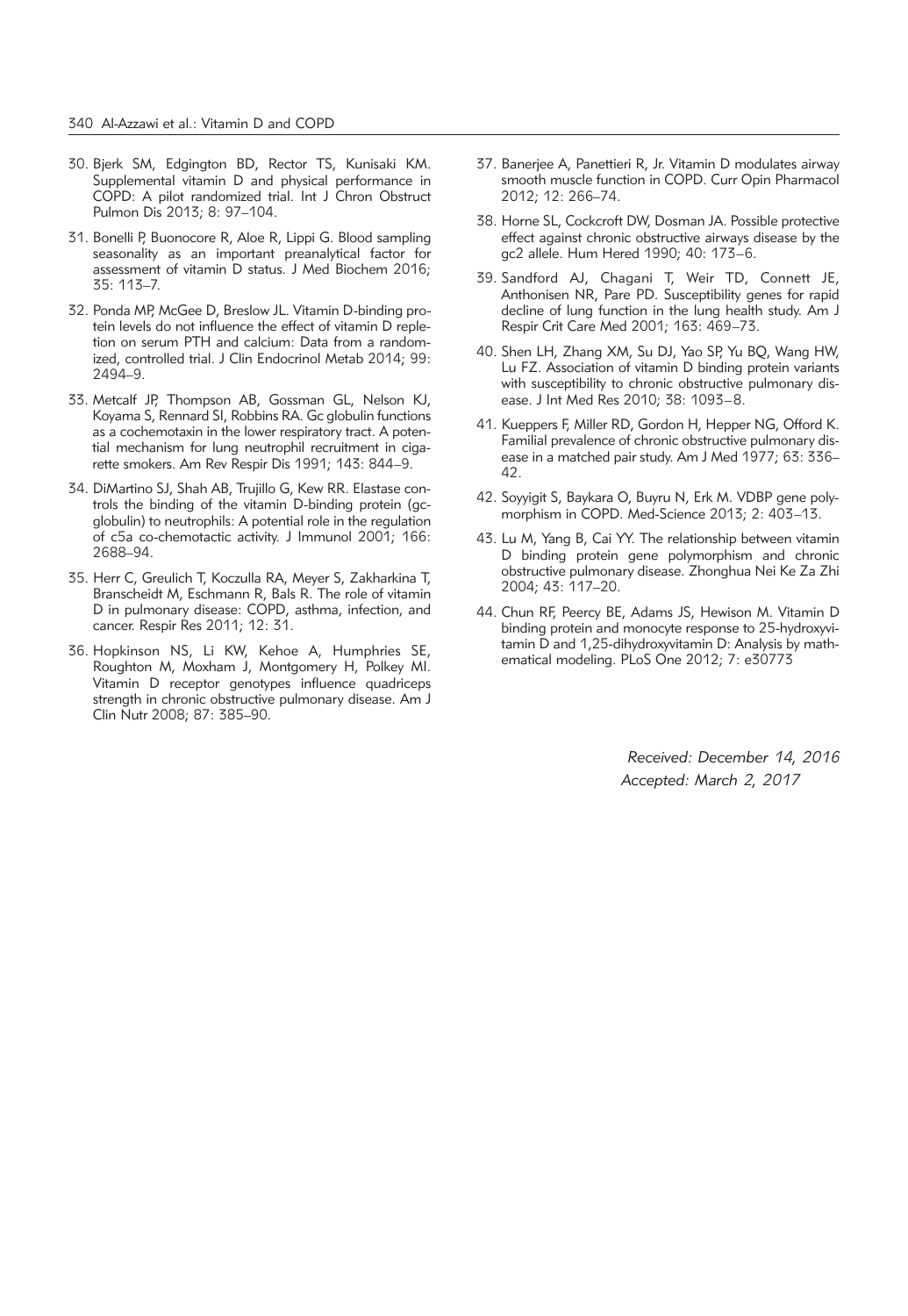30. Bjerk SM, Edgington BD, Rector TS, Kunisaki KM. Supplemental vitamin D and physical performance in COPD: A pilot randomized trial. Int J Chron Obstruct Pulmon Dis 2013; 8: 97–104.

31. Bonelli P, Buonocore R, Aloe R, Lippi G. Blood sampling seasonality as an important preanalytical factor for assessment of vitamin D status. J Med Biochem 2016; 35: 113–7.

32. Ponda MP, McGee D, Breslow JL. Vitamin D-binding protein levels do not influence the effect of vitamin D repletion on serum PTH and calcium: Data from a randomized, controlled trial. J Clin Endocrinol Metab 2014; 99: 2494–9.

33. Metcalf JP, Thompson AB, Gossman GL, Nelson KJ, Koyama S, Rennard SI, Robbins RA. Gc globulin functions as a cochemotaxin in the lower respiratory tract. A potential mechanism for lung neutrophil recruitment in cigarette smokers. Am Rev Respir Dis 1991; 143: 844–9.

34. DiMartino SJ, Shah AB, Trujillo G, Kew RR. Elastase controls the binding of the vitamin D-binding protein (gc-globulin) to neutrophils: A potential role in the regulation of c5a co-chemotactic activity. J Immunol 2001; 166: 2688–94.

35. Herr C, Greulich T, Koczulla RA, Meyer S, Zakharkina T, Branscheidt M, Eschmann R, Bals R. The role of vitamin D in pulmonary disease: COPD, asthma, infection, and cancer. Respir Res 2011; 12: 31.

36. Hopkinson NS, Li KW, Kehoe A, Humphries SE, Roughton M, Moxham J, Montgomery H, Polkey MI. Vitamin D receptor genotypes influence quadriceps strength in chronic obstructive pulmonary disease. Am J Clin Nutr 2008; 87: 385–90.

37. Banerjee A, Panettieri R, Jr. Vitamin D modulates airway smooth muscle function in COPD. Curr Opin Pharmacol 2012; 12: 266–74.

38. Horne SL, Cockcroft DW, Dosman JA. Possible protective effect against chronic obstructive airways disease by the gc2 allele. Hum Hered 1990; 40: 173–6.

39. Sandford AJ, Chagani T, Weir TD, Connett JE, Anthonisen NR, Pare PD. Susceptibility genes for rapid decline of lung function in the lung health study. Am J Respir Crit Care Med 2001; 163: 469–73.

40. Shen LH, Zhang XM, Su DJ, Yao SP, Yu BQ, Wang HW, Lu FZ. Association of vitamin D binding protein variants with susceptibility to chronic obstructive pulmonary disease. J Int Med Res 2010; 38: 1093–8.

41. Kueppers F, Miller RD, Gordon H, Hepper NG, Offord K. Familial prevalence of chronic obstructive pulmonary disease in a matched pair study. Am J Med 1977; 63: 336–42.

42. Soyyigit S, Baykara O, Buyru N, Erk M. VDBP gene polymorphism in COPD. Med-Science 2013; 2: 403–13.

43. Lu M, Yang B, Cai YY. The relationship between vitamin D binding protein gene polymorphism and chronic obstructive pulmonary disease. Zhonghua Nei Ke Za Zhi 2004; 43: 117–20.

44. Chun RF, Peercy BE, Adams JS, Hewison M. Vitamin D binding protein and monocyte response to 25-hydroxyvitamin D and 1,25-dihydroxyvitamin D: Analysis by mathematical modeling. PLoS One 2012; 7: e30773

*Received: December 14, 2016*
*Accepted: March 2, 2017*